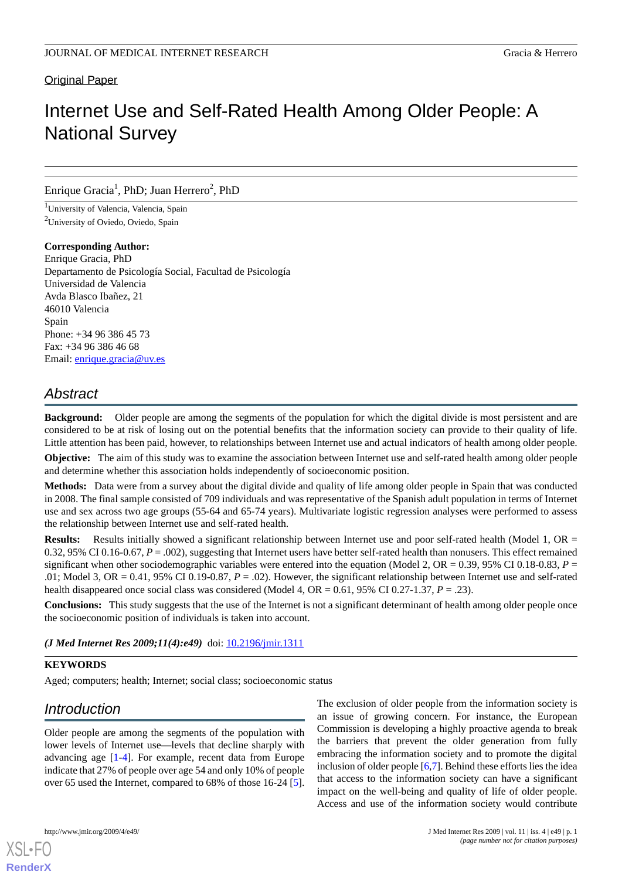Original Paper

# Internet Use and Self-Rated Health Among Older People: A National Survey

Enrique Gracia[1], PhD; Juan Herrero[2], PhD

[1]University of Valencia, Valencia, Spain

[2]University of Oviedo, Oviedo, Spain

**Corresponding Author:**
Enrique Gracia, PhD
Departamento de Psicología Social, Facultad de Psicología
Universidad de Valencia
Avda Blasco Ibañez, 21
46010 Valencia
Spain
Phone: +34 96 386 45 73
Fax: +34 96 386 46 68
Email: enrique.gracia@uv.es

## Abstract

**Background:** Older people are among the segments of the population for which the digital divide is most persistent and are considered to be at risk of losing out on the potential benefits that the information society can provide to their quality of life. Little attention has been paid, however, to relationships between Internet use and actual indicators of health among older people.

**Objective:** The aim of this study was to examine the association between Internet use and self-rated health among older people and determine whether this association holds independently of socioeconomic position.

**Methods:** Data were from a survey about the digital divide and quality of life among older people in Spain that was conducted in 2008. The final sample consisted of 709 individuals and was representative of the Spanish adult population in terms of Internet use and sex across two age groups (55-64 and 65-74 years). Multivariate logistic regression analyses were performed to assess the relationship between Internet use and self-rated health.

**Results:** Results initially showed a significant relationship between Internet use and poor self-rated health (Model 1, OR = 0.32, 95% CI 0.16-0.67, *P* = .002), suggesting that Internet users have better self-rated health than nonusers. This effect remained significant when other sociodemographic variables were entered into the equation (Model 2, OR = 0.39, 95% CI 0.18-0.83, *P* = .01; Model 3, OR = 0.41, 95% CI 0.19-0.87, *P* = .02). However, the significant relationship between Internet use and self-rated health disappeared once social class was considered (Model 4, OR = 0.61, 95% CI 0.27-1.37, *P* = .23).

**Conclusions:** This study suggests that the use of the Internet is not a significant determinant of health among older people once the socioeconomic position of individuals is taken into account.

***(J Med Internet Res 2009;11(4):e49)*** doi: 10.2196/jmir.1311

### KEYWORDS

Aged; computers; health; Internet; social class; socioeconomic status

## Introduction

Older people are among the segments of the population with lower levels of Internet use—levels that decline sharply with advancing age [1-4]. For example, recent data from Europe indicate that 27% of people over age 54 and only 10% of people over 65 used the Internet, compared to 68% of those 16-24 [5].

The exclusion of older people from the information society is an issue of growing concern. For instance, the European Commission is developing a highly proactive agenda to break the barriers that prevent the older generation from fully embracing the information society and to promote the digital inclusion of older people [6,7]. Behind these efforts lies the idea that access to the information society can have a significant impact on the well-being and quality of life of older people. Access and use of the information society would contribute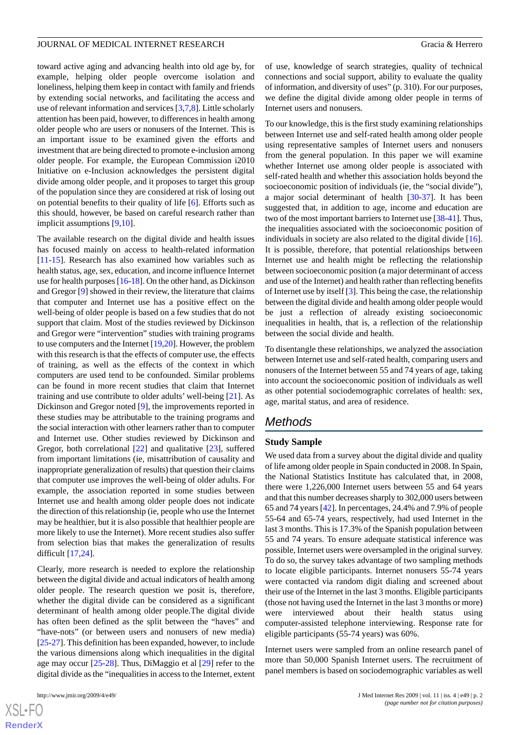toward active aging and advancing health into old age by, for example, helping older people overcome isolation and loneliness, helping them keep in contact with family and friends by extending social networks, and facilitating the access and use of relevant information and services [3,7,8]. Little scholarly attention has been paid, however, to differences in health among older people who are users or nonusers of the Internet. This is an important issue to be examined given the efforts and investment that are being directed to promote e-inclusion among older people. For example, the European Commission i2010 Initiative on e-Inclusion acknowledges the persistent digital divide among older people, and it proposes to target this group of the population since they are considered at risk of losing out on potential benefits to their quality of life [6]. Efforts such as this should, however, be based on careful research rather than implicit assumptions [9,10].

The available research on the digital divide and health issues has focused mainly on access to health-related information [11-15]. Research has also examined how variables such as health status, age, sex, education, and income influence Internet use for health purposes [16-18]. On the other hand, as Dickinson and Gregor [9] showed in their review, the literature that claims that computer and Internet use has a positive effect on the well-being of older people is based on a few studies that do not support that claim. Most of the studies reviewed by Dickinson and Gregor were "intervention" studies with training programs to use computers and the Internet [19,20]. However, the problem with this research is that the effects of computer use, the effects of training, as well as the effects of the context in which computers are used tend to be confounded. Similar problems can be found in more recent studies that claim that Internet training and use contribute to older adults' well-being [21]. As Dickinson and Gregor noted [9], the improvements reported in these studies may be attributable to the training programs and the social interaction with other learners rather than to computer and Internet use. Other studies reviewed by Dickinson and Gregor, both correlational [22] and qualitative [23], suffered from important limitations (ie, misattribution of causality and inappropriate generalization of results) that question their claims that computer use improves the well-being of older adults. For example, the association reported in some studies between Internet use and health among older people does not indicate the direction of this relationship (ie, people who use the Internet may be healthier, but it is also possible that healthier people are more likely to use the Internet). More recent studies also suffer from selection bias that makes the generalization of results difficult [17,24].

Clearly, more research is needed to explore the relationship between the digital divide and actual indicators of health among older people. The research question we posit is, therefore, whether the digital divide can be considered as a significant determinant of health among older people.The digital divide has often been defined as the split between the "haves" and "have-nots" (or between users and nonusers of new media) [25-27]. This definition has been expanded, however, to include the various dimensions along which inequalities in the digital age may occur [25-28]. Thus, DiMaggio et al [29] refer to the digital divide as the "inequalities in access to the Internet, extent of use, knowledge of search strategies, quality of technical connections and social support, ability to evaluate the quality of information, and diversity of uses" (p. 310). For our purposes, we define the digital divide among older people in terms of Internet users and nonusers.

To our knowledge, this is the first study examining relationships between Internet use and self-rated health among older people using representative samples of Internet users and nonusers from the general population. In this paper we will examine whether Internet use among older people is associated with self-rated health and whether this association holds beyond the socioeconomic position of individuals (ie, the "social divide"), a major social determinant of health [30-37]. It has been suggested that, in addition to age, income and education are two of the most important barriers to Internet use [38-41]. Thus, the inequalities associated with the socioeconomic position of individuals in society are also related to the digital divide [16]. It is possible, therefore, that potential relationships between Internet use and health might be reflecting the relationship between socioeconomic position (a major determinant of access and use of the Internet) and health rather than reflecting benefits of Internet use by itself [3]. This being the case, the relationship between the digital divide and health among older people would be just a reflection of already existing socioeconomic inequalities in health, that is, a reflection of the relationship between the social divide and health.

To disentangle these relationships, we analyzed the association between Internet use and self-rated health, comparing users and nonusers of the Internet between 55 and 74 years of age, taking into account the socioeconomic position of individuals as well as other potential sociodemographic correlates of health: sex, age, marital status, and area of residence.

## Methods

### Study Sample

We used data from a survey about the digital divide and quality of life among older people in Spain conducted in 2008. In Spain, the National Statistics Institute has calculated that, in 2008, there were 1,226,000 Internet users between 55 and 64 years and that this number decreases sharply to 302,000 users between 65 and 74 years [42]. In percentages, 24.4% and 7.9% of people 55-64 and 65-74 years, respectively, had used Internet in the last 3 months. This is 17.3% of the Spanish population between 55 and 74 years. To ensure adequate statistical inference was possible, Internet users were oversampled in the original survey. To do so, the survey takes advantage of two sampling methods to locate eligible participants. Internet nonusers 55-74 years were contacted via random digit dialing and screened about their use of the Internet in the last 3 months. Eligible participants (those not having used the Internet in the last 3 months or more) were interviewed about their health status using computer-assisted telephone interviewing. Response rate for eligible participants (55-74 years) was 60%.

Internet users were sampled from an online research panel of more than 50,000 Spanish Internet users. The recruitment of panel members is based on sociodemographic variables as well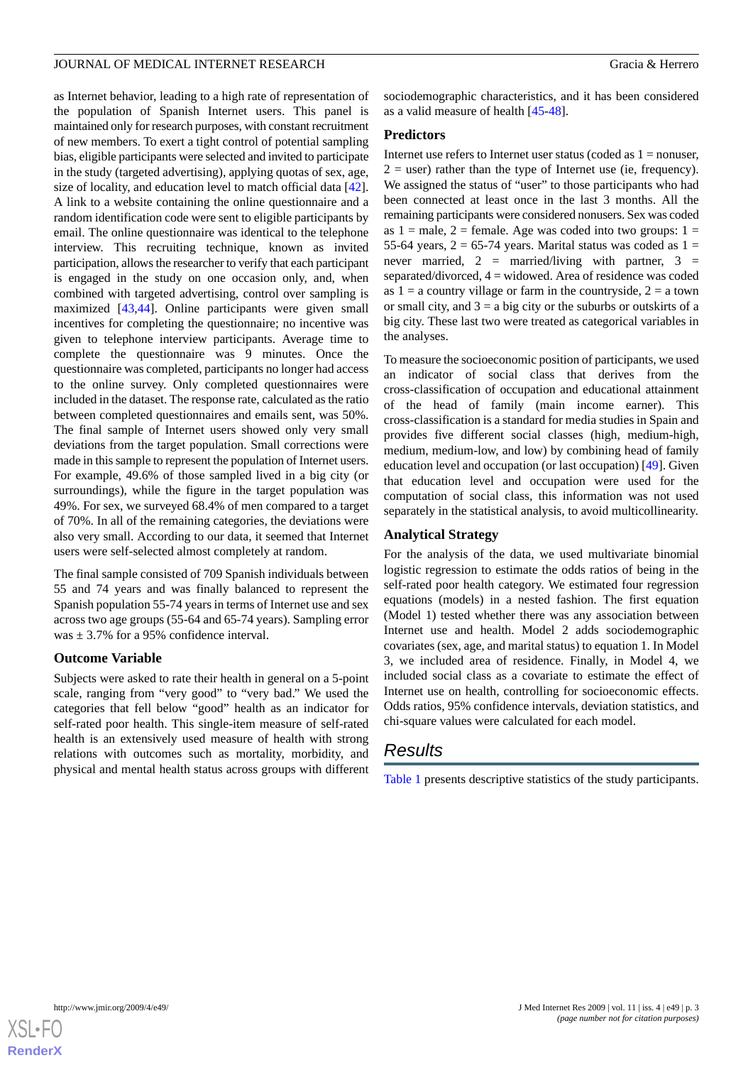as Internet behavior, leading to a high rate of representation of the population of Spanish Internet users. This panel is maintained only for research purposes, with constant recruitment of new members. To exert a tight control of potential sampling bias, eligible participants were selected and invited to participate in the study (targeted advertising), applying quotas of sex, age, size of locality, and education level to match official data [42]. A link to a website containing the online questionnaire and a random identification code were sent to eligible participants by email. The online questionnaire was identical to the telephone interview. This recruiting technique, known as invited participation, allows the researcher to verify that each participant is engaged in the study on one occasion only, and, when combined with targeted advertising, control over sampling is maximized [43,44]. Online participants were given small incentives for completing the questionnaire; no incentive was given to telephone interview participants. Average time to complete the questionnaire was 9 minutes. Once the questionnaire was completed, participants no longer had access to the online survey. Only completed questionnaires were included in the dataset. The response rate, calculated as the ratio between completed questionnaires and emails sent, was 50%. The final sample of Internet users showed only very small deviations from the target population. Small corrections were made in this sample to represent the population of Internet users. For example, 49.6% of those sampled lived in a big city (or surroundings), while the figure in the target population was 49%. For sex, we surveyed 68.4% of men compared to a target of 70%. In all of the remaining categories, the deviations were also very small. According to our data, it seemed that Internet users were self-selected almost completely at random.

The final sample consisted of 709 Spanish individuals between 55 and 74 years and was finally balanced to represent the Spanish population 55-74 years in terms of Internet use and sex across two age groups (55-64 and 65-74 years). Sampling error was ± 3.7% for a 95% confidence interval.

### Outcome Variable

Subjects were asked to rate their health in general on a 5-point scale, ranging from "very good" to "very bad." We used the categories that fell below "good" health as an indicator for self-rated poor health. This single-item measure of self-rated health is an extensively used measure of health with strong relations with outcomes such as mortality, morbidity, and physical and mental health status across groups with different sociodemographic characteristics, and it has been considered as a valid measure of health [45-48].

### Predictors

Internet use refers to Internet user status (coded as 1 = nonuser, 2 = user) rather than the type of Internet use (ie, frequency). We assigned the status of "user" to those participants who had been connected at least once in the last 3 months. All the remaining participants were considered nonusers. Sex was coded as 1 = male, 2 = female. Age was coded into two groups: 1 = 55-64 years, 2 = 65-74 years. Marital status was coded as 1 = never married, 2 = married/living with partner, 3 = separated/divorced, 4 = widowed. Area of residence was coded as 1 = a country village or farm in the countryside, 2 = a town or small city, and 3 = a big city or the suburbs or outskirts of a big city. These last two were treated as categorical variables in the analyses.

To measure the socioeconomic position of participants, we used an indicator of social class that derives from the cross-classification of occupation and educational attainment of the head of family (main income earner). This cross-classification is a standard for media studies in Spain and provides five different social classes (high, medium-high, medium, medium-low, and low) by combining head of family education level and occupation (or last occupation) [49]. Given that education level and occupation were used for the computation of social class, this information was not used separately in the statistical analysis, to avoid multicollinearity.

### Analytical Strategy

For the analysis of the data, we used multivariate binomial logistic regression to estimate the odds ratios of being in the self-rated poor health category. We estimated four regression equations (models) in a nested fashion. The first equation (Model 1) tested whether there was any association between Internet use and health. Model 2 adds sociodemographic covariates (sex, age, and marital status) to equation 1. In Model 3, we included social class as a covariate to estimate the effect of Internet use on health, controlling for socioeconomic effects. Finally, in Model 4, we included area of residence. Odds ratios, 95% confidence intervals, deviation statistics, and chi-square values were calculated for each model.

## Results

Table 1 presents descriptive statistics of the study participants.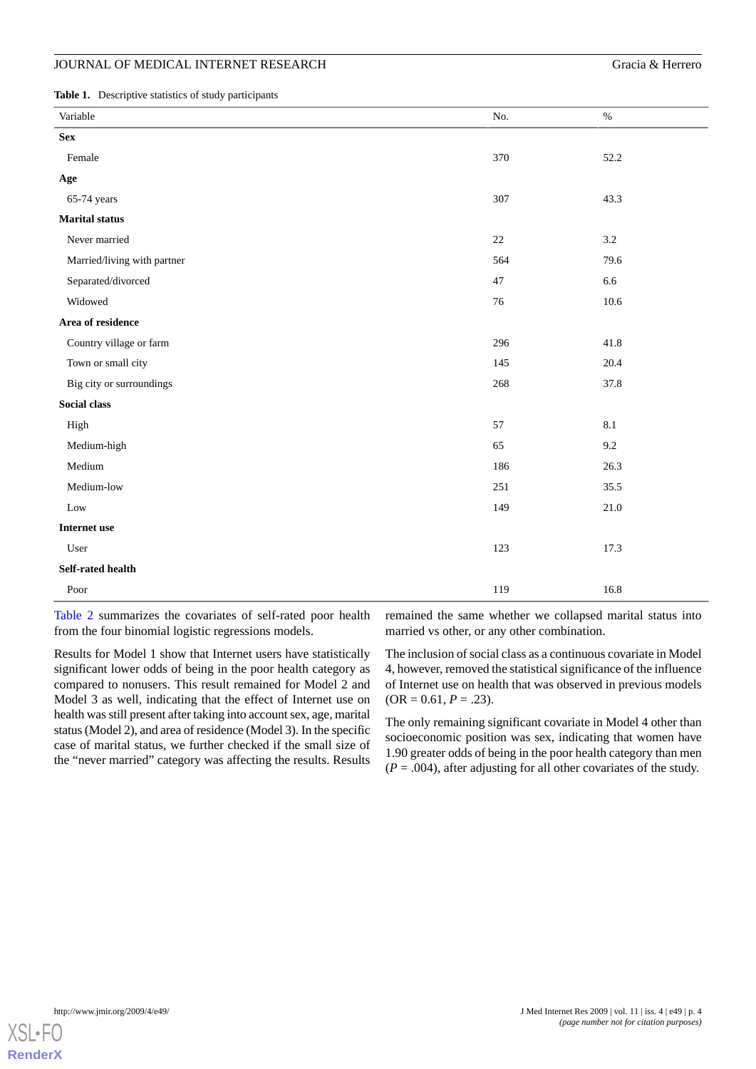**Table 1.** Descriptive statistics of study participants

| Variable | No. | % |
|---|---|---|
| **Sex** | | |
| Female | 370 | 52.2 |
| **Age** | | |
| 65-74 years | 307 | 43.3 |
| **Marital status** | | |
| Never married | 22 | 3.2 |
| Married/living with partner | 564 | 79.6 |
| Separated/divorced | 47 | 6.6 |
| Widowed | 76 | 10.6 |
| **Area of residence** | | |
| Country village or farm | 296 | 41.8 |
| Town or small city | 145 | 20.4 |
| Big city or surroundings | 268 | 37.8 |
| **Social class** | | |
| High | 57 | 8.1 |
| Medium-high | 65 | 9.2 |
| Medium | 186 | 26.3 |
| Medium-low | 251 | 35.5 |
| Low | 149 | 21.0 |
| **Internet use** | | |
| User | 123 | 17.3 |
| **Self-rated health** | | |
| Poor | 119 | 16.8 |

Table 2 summarizes the covariates of self-rated poor health from the four binomial logistic regressions models.

Results for Model 1 show that Internet users have statistically significant lower odds of being in the poor health category as compared to nonusers. This result remained for Model 2 and Model 3 as well, indicating that the effect of Internet use on health was still present after taking into account sex, age, marital status (Model 2), and area of residence (Model 3). In the specific case of marital status, we further checked if the small size of the "never married" category was affecting the results. Results remained the same whether we collapsed marital status into married vs other, or any other combination.

The inclusion of social class as a continuous covariate in Model 4, however, removed the statistical significance of the influence of Internet use on health that was observed in previous models (OR = 0.61, *P* = .23).

The only remaining significant covariate in Model 4 other than socioeconomic position was sex, indicating that women have 1.90 greater odds of being in the poor health category than men (*P* = .004), after adjusting for all other covariates of the study.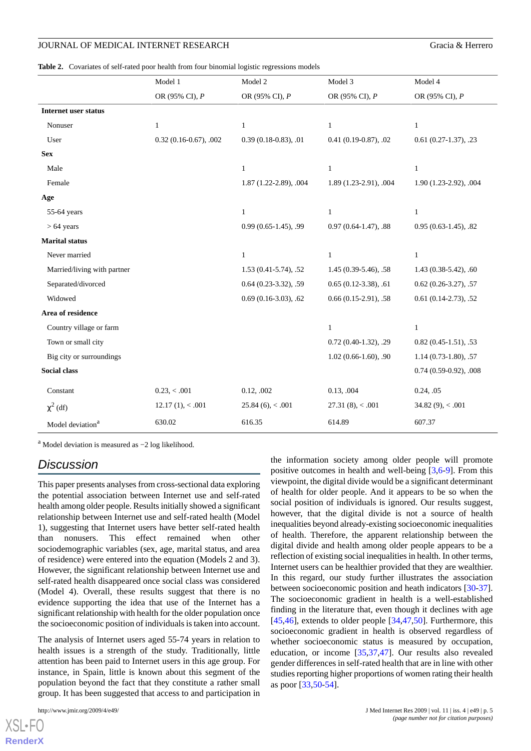**Table 2.** Covariates of self-rated poor health from four binomial logistic regressions models

| | Model 1 | Model 2 | Model 3 | Model 4 |
|---|---|---|---|---|
| | OR (95% CI), *P* | OR (95% CI), *P* | OR (95% CI), *P* | OR (95% CI), *P* |
| **Internet user status** | | | | |
| Nonuser | 1 | 1 | 1 | 1 |
| User | 0.32 (0.16-0.67), .002 | 0.39 (0.18-0.83), .01 | 0.41 (0.19-0.87), .02 | 0.61 (0.27-1.37), .23 |
| **Sex** | | | | |
| Male | | 1 | 1 | 1 |
| Female | | 1.87 (1.22-2.89), .004 | 1.89 (1.23-2.91), .004 | 1.90 (1.23-2.92), .004 |
| **Age** | | | | |
| 55-64 years | | 1 | 1 | 1 |
| > 64 years | | 0.99 (0.65-1.45), .99 | 0.97 (0.64-1.47), .88 | 0.95 (0.63-1.45), .82 |
| **Marital status** | | | | |
| Never married | | 1 | 1 | 1 |
| Married/living with partner | | 1.53 (0.41-5.74), .52 | 1.45 (0.39-5.46), .58 | 1.43 (0.38-5.42), .60 |
| Separated/divorced | | 0.64 (0.23-3.32), .59 | 0.65 (0.12-3.38), .61 | 0.62 (0.26-3.27), .57 |
| Widowed | | 0.69 (0.16-3.03), .62 | 0.66 (0.15-2.91), .58 | 0.61 (0.14-2.73), .52 |
| **Area of residence** | | | | |
| Country village or farm | | | 1 | 1 |
| Town or small city | | | 0.72 (0.40-1.32), .29 | 0.82 (0.45-1.51), .53 |
| Big city or surroundings | | | 1.02 (0.66-1.60), .90 | 1.14 (0.73-1.80), .57 |
| **Social class** | | | | 0.74 (0.59-0.92), .008 |
| Constant | 0.23, < .001 | 0.12, .002 | 0.13, .004 | 0.24, .05 |
| $\chi^2$ (df) | 12.17 (1), < .001 | 25.84 (6), < .001 | 27.31 (8), < .001 | 34.82 (9), < .001 |
| Model deviation[a] | 630.02 | 616.35 | 614.89 | 607.37 |

[a] Model deviation is measured as −2 log likelihood.

## Discussion

This paper presents analyses from cross-sectional data exploring the potential association between Internet use and self-rated health among older people. Results initially showed a significant relationship between Internet use and self-rated health (Model 1), suggesting that Internet users have better self-rated health than nonusers. This effect remained when other sociodemographic variables (sex, age, marital status, and area of residence) were entered into the equation (Models 2 and 3). However, the significant relationship between Internet use and self-rated health disappeared once social class was considered (Model 4). Overall, these results suggest that there is no evidence supporting the idea that use of the Internet has a significant relationship with health for the older population once the socioeconomic position of individuals is taken into account.

The analysis of Internet users aged 55-74 years in relation to health issues is a strength of the study. Traditionally, little attention has been paid to Internet users in this age group. For instance, in Spain, little is known about this segment of the population beyond the fact that they constitute a rather small group. It has been suggested that access to and participation in the information society among older people will promote positive outcomes in health and well-being [3,6-9]. From this viewpoint, the digital divide would be a significant determinant of health for older people. And it appears to be so when the social position of individuals is ignored. Our results suggest, however, that the digital divide is not a source of health inequalities beyond already-existing socioeconomic inequalities of health. Therefore, the apparent relationship between the digital divide and health among older people appears to be a reflection of existing social inequalities in health. In other terms, Internet users can be healthier provided that they are wealthier. In this regard, our study further illustrates the association between socioeconomic position and heath indicators [30-37]. The socioeconomic gradient in health is a well-established finding in the literature that, even though it declines with age [45,46], extends to older people [34,47,50]. Furthermore, this socioeconomic gradient in health is observed regardless of whether socioeconomic status is measured by occupation, education, or income [35,37,47]. Our results also revealed gender differences in self-rated health that are in line with other studies reporting higher proportions of women rating their health as poor [33,50-54].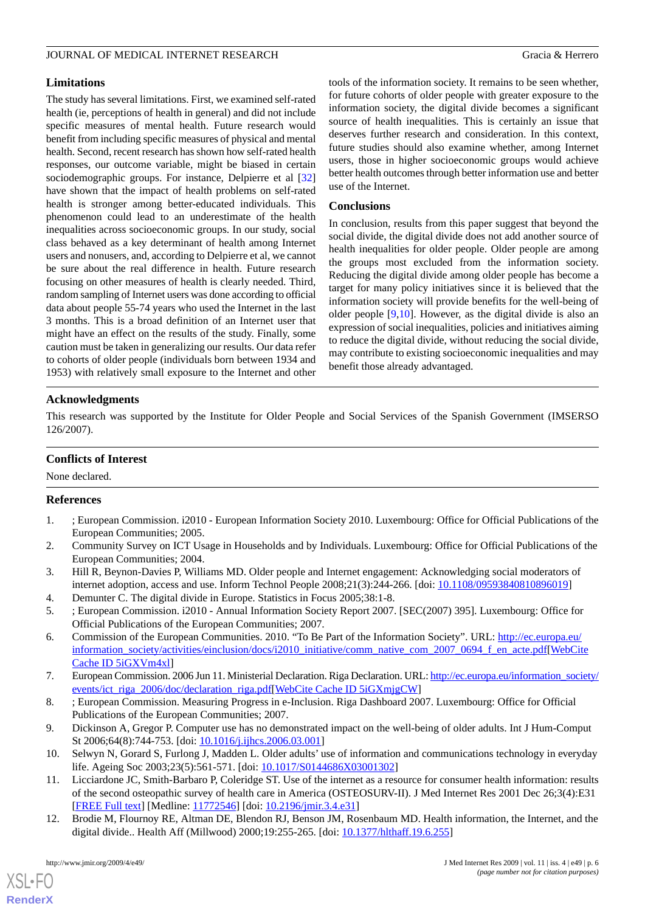## Limitations

The study has several limitations. First, we examined self-rated health (ie, perceptions of health in general) and did not include specific measures of mental health. Future research would benefit from including specific measures of physical and mental health. Second, recent research has shown how self-rated health responses, our outcome variable, might be biased in certain sociodemographic groups. For instance, Delpierre et al [32] have shown that the impact of health problems on self-rated health is stronger among better-educated individuals. This phenomenon could lead to an underestimate of the health inequalities across socioeconomic groups. In our study, social class behaved as a key determinant of health among Internet users and nonusers, and, according to Delpierre et al, we cannot be sure about the real difference in health. Future research focusing on other measures of health is clearly needed. Third, random sampling of Internet users was done according to official data about people 55-74 years who used the Internet in the last 3 months. This is a broad definition of an Internet user that might have an effect on the results of the study. Finally, some caution must be taken in generalizing our results. Our data refer to cohorts of older people (individuals born between 1934 and 1953) with relatively small exposure to the Internet and other tools of the information society. It remains to be seen whether, for future cohorts of older people with greater exposure to the information society, the digital divide becomes a significant source of health inequalities. This is certainly an issue that deserves further research and consideration. In this context, future studies should also examine whether, among Internet users, those in higher socioeconomic groups would achieve better health outcomes through better information use and better use of the Internet.

## Conclusions

In conclusion, results from this paper suggest that beyond the social divide, the digital divide does not add another source of health inequalities for older people. Older people are among the groups most excluded from the information society. Reducing the digital divide among older people has become a target for many policy initiatives since it is believed that the information society will provide benefits for the well-being of older people [9,10]. However, as the digital divide is also an expression of social inequalities, policies and initiatives aiming to reduce the digital divide, without reducing the social divide, may contribute to existing socioeconomic inequalities and may benefit those already advantaged.

## Acknowledgments

This research was supported by the Institute for Older People and Social Services of the Spanish Government (IMSERSO 126/2007).

## Conflicts of Interest

None declared.

## References

1. ; European Commission. i2010 - European Information Society 2010. Luxembourg: Office for Official Publications of the European Communities; 2005.
2. Community Survey on ICT Usage in Households and by Individuals. Luxembourg: Office for Official Publications of the European Communities; 2004.
3. Hill R, Beynon-Davies P, Williams MD. Older people and Internet engagement: Acknowledging social moderators of internet adoption, access and use. Inform Technol People 2008;21(3):244-266. [doi: 10.1108/09593840810896019]
4. Demunter C. The digital divide in Europe. Statistics in Focus 2005;38:1-8.
5. ; European Commission. i2010 - Annual Information Society Report 2007. [SEC(2007) 395]. Luxembourg: Office for Official Publications of the European Communities; 2007.
6. Commission of the European Communities. 2010. "To Be Part of the Information Society". URL: http://ec.europa.eu/information_society/activities/einclusion/docs/i2010_initiative/comm_native_com_2007_0694_f_en_acte.pdf[WebCite Cache ID 5iGXVm4xl]
7. European Commission. 2006 Jun 11. Ministerial Declaration. Riga Declaration. URL: http://ec.europa.eu/information_society/events/ict_riga_2006/doc/declaration_riga.pdf[WebCite Cache ID 5iGXmjgCW]
8. ; European Commission. Measuring Progress in e-Inclusion. Riga Dashboard 2007. Luxembourg: Office for Official Publications of the European Communities; 2007.
9. Dickinson A, Gregor P. Computer use has no demonstrated impact on the well-being of older adults. Int J Hum-Comput St 2006;64(8):744-753. [doi: 10.1016/j.ijhcs.2006.03.001]
10. Selwyn N, Gorard S, Furlong J, Madden L. Older adults' use of information and communications technology in everyday life. Ageing Soc 2003;23(5):561-571. [doi: 10.1017/S0144686X03001302]
11. Licciardone JC, Smith-Barbaro P, Coleridge ST. Use of the internet as a resource for consumer health information: results of the second osteopathic survey of health care in America (OSTEOSURV-II). J Med Internet Res 2001 Dec 26;3(4):E31 [FREE Full text] [Medline: 11772546] [doi: 10.2196/jmir.3.4.e31]
12. Brodie M, Flournoy RE, Altman DE, Blendon RJ, Benson JM, Rosenbaum MD. Health information, the Internet, and the digital divide.. Health Aff (Millwood) 2000;19:255-265. [doi: 10.1377/hlthaff.19.6.255]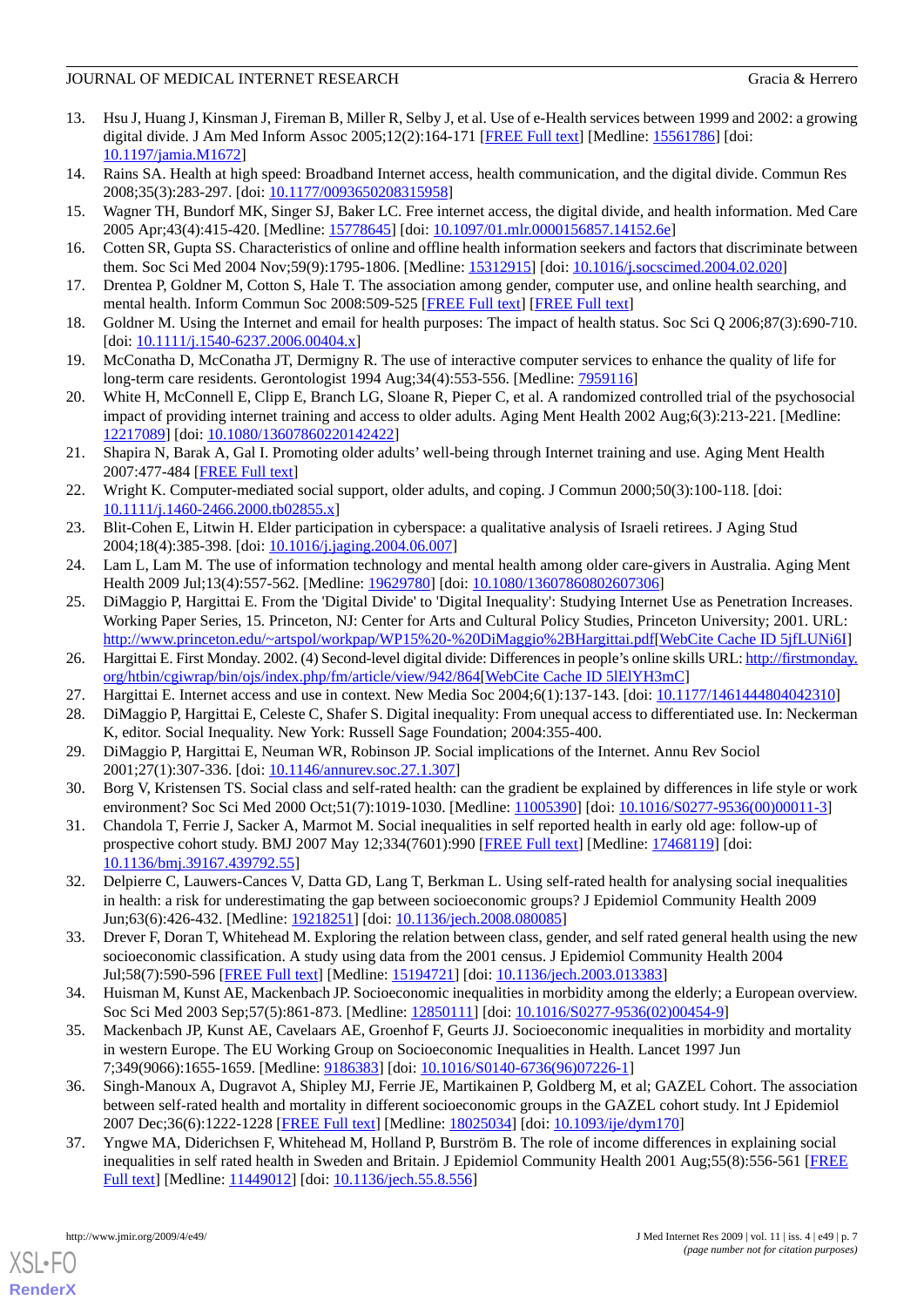13. Hsu J, Huang J, Kinsman J, Fireman B, Miller R, Selby J, et al. Use of e-Health services between 1999 and 2002: a growing digital divide. J Am Med Inform Assoc 2005;12(2):164-171 [FREE Full text] [Medline: 15561786] [doi: 10.1197/jamia.M1672]
14. Rains SA. Health at high speed: Broadband Internet access, health communication, and the digital divide. Commun Res 2008;35(3):283-297. [doi: 10.1177/0093650208315958]
15. Wagner TH, Bundorf MK, Singer SJ, Baker LC. Free internet access, the digital divide, and health information. Med Care 2005 Apr;43(4):415-420. [Medline: 15778645] [doi: 10.1097/01.mlr.0000156857.14152.6e]
16. Cotten SR, Gupta SS. Characteristics of online and offline health information seekers and factors that discriminate between them. Soc Sci Med 2004 Nov;59(9):1795-1806. [Medline: 15312915] [doi: 10.1016/j.socscimed.2004.02.020]
17. Drentea P, Goldner M, Cotton S, Hale T. The association among gender, computer use, and online health searching, and mental health. Inform Commun Soc 2008:509-525 [FREE Full text] [FREE Full text]
18. Goldner M. Using the Internet and email for health purposes: The impact of health status. Soc Sci Q 2006;87(3):690-710. [doi: 10.1111/j.1540-6237.2006.00404.x]
19. McConatha D, McConatha JT, Dermigny R. The use of interactive computer services to enhance the quality of life for long-term care residents. Gerontologist 1994 Aug;34(4):553-556. [Medline: 7959116]
20. White H, McConnell E, Clipp E, Branch LG, Sloane R, Pieper C, et al. A randomized controlled trial of the psychosocial impact of providing internet training and access to older adults. Aging Ment Health 2002 Aug;6(3):213-221. [Medline: 12217089] [doi: 10.1080/13607860220142422]
21. Shapira N, Barak A, Gal I. Promoting older adults' well-being through Internet training and use. Aging Ment Health 2007:477-484 [FREE Full text]
22. Wright K. Computer-mediated social support, older adults, and coping. J Commun 2000;50(3):100-118. [doi: 10.1111/j.1460-2466.2000.tb02855.x]
23. Blit-Cohen E, Litwin H. Elder participation in cyberspace: a qualitative analysis of Israeli retirees. J Aging Stud 2004;18(4):385-398. [doi: 10.1016/j.jaging.2004.06.007]
24. Lam L, Lam M. The use of information technology and mental health among older care-givers in Australia. Aging Ment Health 2009 Jul;13(4):557-562. [Medline: 19629780] [doi: 10.1080/13607860802607306]
25. DiMaggio P, Hargittai E. From the 'Digital Divide' to 'Digital Inequality': Studying Internet Use as Penetration Increases. Working Paper Series, 15. Princeton, NJ: Center for Arts and Cultural Policy Studies, Princeton University; 2001. URL: http://www.princeton.edu/~artspol/workpap/WP15%20-%20DiMaggio%2BHargittai.pdf[WebCite Cache ID 5jfLUNi6I]
26. Hargittai E. First Monday. 2002. (4) Second-level digital divide: Differences in people's online skills URL: http://firstmonday.org/htbin/cgiwrap/bin/ojs/index.php/fm/article/view/942/864[WebCite Cache ID 5lElYH3mC]
27. Hargittai E. Internet access and use in context. New Media Soc 2004;6(1):137-143. [doi: 10.1177/1461444804042310]
28. DiMaggio P, Hargittai E, Celeste C, Shafer S. Digital inequality: From unequal access to differentiated use. In: Neckerman K, editor. Social Inequality. New York: Russell Sage Foundation; 2004:355-400.
29. DiMaggio P, Hargittai E, Neuman WR, Robinson JP. Social implications of the Internet. Annu Rev Sociol 2001;27(1):307-336. [doi: 10.1146/annurev.soc.27.1.307]
30. Borg V, Kristensen TS. Social class and self-rated health: can the gradient be explained by differences in life style or work environment? Soc Sci Med 2000 Oct;51(7):1019-1030. [Medline: 11005390] [doi: 10.1016/S0277-9536(00)00011-3]
31. Chandola T, Ferrie J, Sacker A, Marmot M. Social inequalities in self reported health in early old age: follow-up of prospective cohort study. BMJ 2007 May 12;334(7601):990 [FREE Full text] [Medline: 17468119] [doi: 10.1136/bmj.39167.439792.55]
32. Delpierre C, Lauwers-Cances V, Datta GD, Lang T, Berkman L. Using self-rated health for analysing social inequalities in health: a risk for underestimating the gap between socioeconomic groups? J Epidemiol Community Health 2009 Jun;63(6):426-432. [Medline: 19218251] [doi: 10.1136/jech.2008.080085]
33. Drever F, Doran T, Whitehead M. Exploring the relation between class, gender, and self rated general health using the new socioeconomic classification. A study using data from the 2001 census. J Epidemiol Community Health 2004 Jul;58(7):590-596 [FREE Full text] [Medline: 15194721] [doi: 10.1136/jech.2003.013383]
34. Huisman M, Kunst AE, Mackenbach JP. Socioeconomic inequalities in morbidity among the elderly; a European overview. Soc Sci Med 2003 Sep;57(5):861-873. [Medline: 12850111] [doi: 10.1016/S0277-9536(02)00454-9]
35. Mackenbach JP, Kunst AE, Cavelaars AE, Groenhof F, Geurts JJ. Socioeconomic inequalities in morbidity and mortality in western Europe. The EU Working Group on Socioeconomic Inequalities in Health. Lancet 1997 Jun 7;349(9066):1655-1659. [Medline: 9186383] [doi: 10.1016/S0140-6736(96)07226-1]
36. Singh-Manoux A, Dugravot A, Shipley MJ, Ferrie JE, Martikainen P, Goldberg M, et al; GAZEL Cohort. The association between self-rated health and mortality in different socioeconomic groups in the GAZEL cohort study. Int J Epidemiol 2007 Dec;36(6):1222-1228 [FREE Full text] [Medline: 18025034] [doi: 10.1093/ije/dym170]
37. Yngwe MA, Diderichsen F, Whitehead M, Holland P, Burström B. The role of income differences in explaining social inequalities in self rated health in Sweden and Britain. J Epidemiol Community Health 2001 Aug;55(8):556-561 [FREE Full text] [Medline: 11449012] [doi: 10.1136/jech.55.8.556]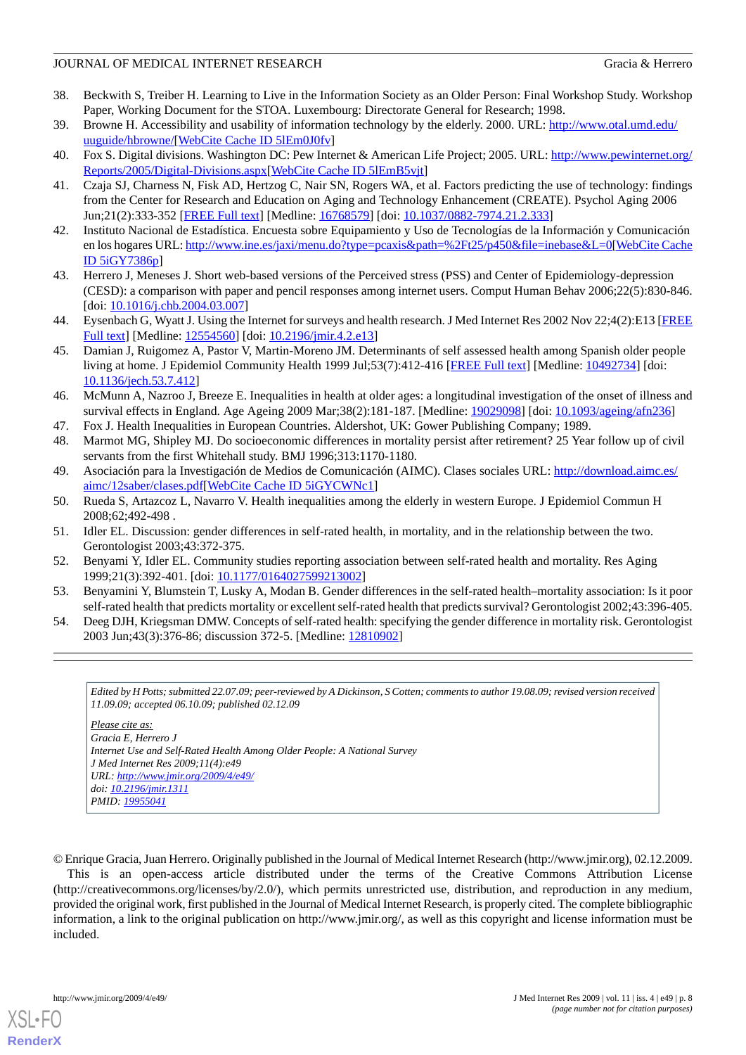38. Beckwith S, Treiber H. Learning to Live in the Information Society as an Older Person: Final Workshop Study. Workshop Paper, Working Document for the STOA. Luxembourg: Directorate General for Research; 1998.
39. Browne H. Accessibility and usability of information technology by the elderly. 2000. URL: http://www.otal.umd.edu/uuguide/hbrowne/[WebCite Cache ID 5lEm0J0fv]
40. Fox S. Digital divisions. Washington DC: Pew Internet & American Life Project; 2005. URL: http://www.pewinternet.org/Reports/2005/Digital-Divisions.aspx[WebCite Cache ID 5lEmB5vjt]
41. Czaja SJ, Charness N, Fisk AD, Hertzog C, Nair SN, Rogers WA, et al. Factors predicting the use of technology: findings from the Center for Research and Education on Aging and Technology Enhancement (CREATE). Psychol Aging 2006 Jun;21(2):333-352 [FREE Full text] [Medline: 16768579] [doi: 10.1037/0882-7974.21.2.333]
42. Instituto Nacional de Estadística. Encuesta sobre Equipamiento y Uso de Tecnologías de la Información y Comunicación en los hogares URL: http://www.ine.es/jaxi/menu.do?type=pcaxis&path=%2Ft25/p450&file=inebase&L=0[WebCite Cache ID 5iGY7386p]
43. Herrero J, Meneses J. Short web-based versions of the Perceived stress (PSS) and Center of Epidemiology-depression (CESD): a comparison with paper and pencil responses among internet users. Comput Human Behav 2006;22(5):830-846. [doi: 10.1016/j.chb.2004.03.007]
44. Eysenbach G, Wyatt J. Using the Internet for surveys and health research. J Med Internet Res 2002 Nov 22;4(2):E13 [FREE Full text] [Medline: 12554560] [doi: 10.2196/jmir.4.2.e13]
45. Damian J, Ruigomez A, Pastor V, Martin-Moreno JM. Determinants of self assessed health among Spanish older people living at home. J Epidemiol Community Health 1999 Jul;53(7):412-416 [FREE Full text] [Medline: 10492734] [doi: 10.1136/jech.53.7.412]
46. McMunn A, Nazroo J, Breeze E. Inequalities in health at older ages: a longitudinal investigation of the onset of illness and survival effects in England. Age Ageing 2009 Mar;38(2):181-187. [Medline: 19029098] [doi: 10.1093/ageing/afn236]
47. Fox J. Health Inequalities in European Countries. Aldershot, UK: Gower Publishing Company; 1989.
48. Marmot MG, Shipley MJ. Do socioeconomic differences in mortality persist after retirement? 25 Year follow up of civil servants from the first Whitehall study. BMJ 1996;313:1170-1180.
49. Asociación para la Investigación de Medios de Comunicación (AIMC). Clases sociales URL: http://download.aimc.es/aimc/12saber/clases.pdf[WebCite Cache ID 5iGYCWNc1]
50. Rueda S, Artazcoz L, Navarro V. Health inequalities among the elderly in western Europe. J Epidemiol Commun H 2008;62;492-498 .
51. Idler EL. Discussion: gender differences in self-rated health, in mortality, and in the relationship between the two. Gerontologist 2003;43:372-375.
52. Benyami Y, Idler EL. Community studies reporting association between self-rated health and mortality. Res Aging 1999;21(3):392-401. [doi: 10.1177/0164027599213002]
53. Benyamini Y, Blumstein T, Lusky A, Modan B. Gender differences in the self-rated health–mortality association: Is it poor self-rated health that predicts mortality or excellent self-rated health that predicts survival? Gerontologist 2002;43:396-405.
54. Deeg DJH, Kriegsman DMW. Concepts of self-rated health: specifying the gender difference in mortality risk. Gerontologist 2003 Jun;43(3):376-86; discussion 372-5. [Medline: 12810902]

---

*Edited by H Potts; submitted 22.07.09; peer-reviewed by A Dickinson, S Cotten; comments to author 19.08.09; revised version received 11.09.09; accepted 06.10.09; published 02.12.09*

*Please cite as:*
*Gracia E, Herrero J*
*Internet Use and Self-Rated Health Among Older People: A National Survey*
*J Med Internet Res 2009;11(4):e49*
*URL: http://www.jmir.org/2009/4/e49/*
*doi: 10.2196/jmir.1311*
*PMID: 19955041*

© Enrique Gracia, Juan Herrero. Originally published in the Journal of Medical Internet Research (http://www.jmir.org), 02.12.2009. This is an open-access article distributed under the terms of the Creative Commons Attribution License (http://creativecommons.org/licenses/by/2.0/), which permits unrestricted use, distribution, and reproduction in any medium, provided the original work, first published in the Journal of Medical Internet Research, is properly cited. The complete bibliographic information, a link to the original publication on http://www.jmir.org/, as well as this copyright and license information must be included.